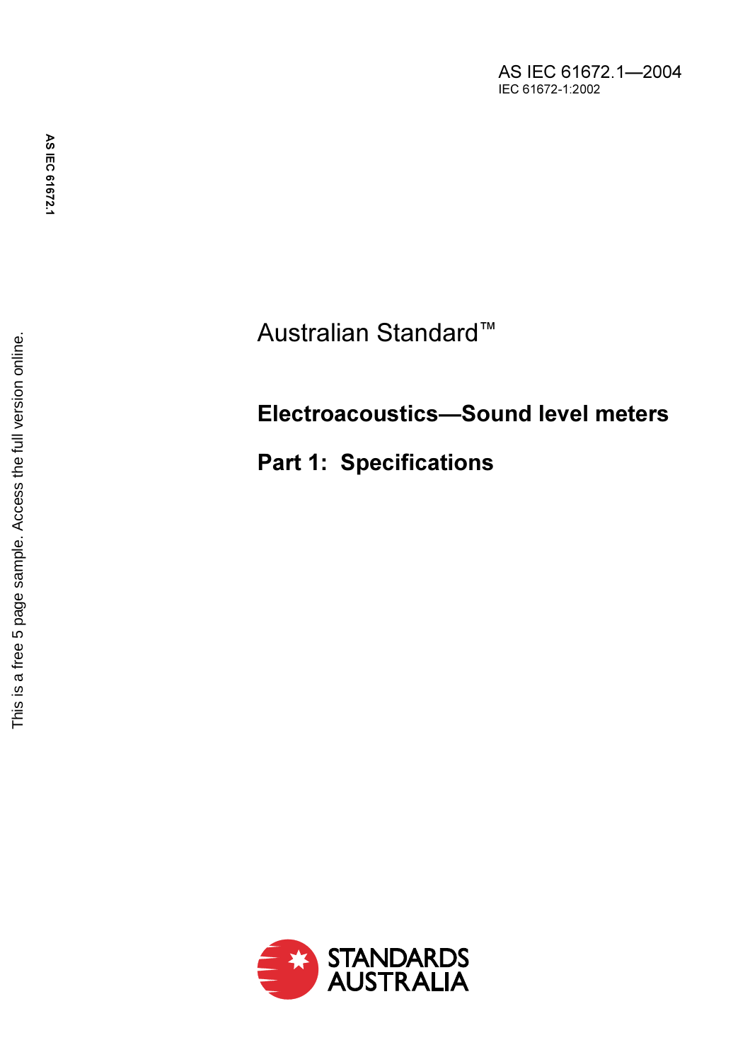AS IEC 61672.1—2004
IEC 61672-1:2002

Australian Standard™

# Electroacoustics—Sound level meters

## Part 1: Specifications

STANDARDS AUSTRALIA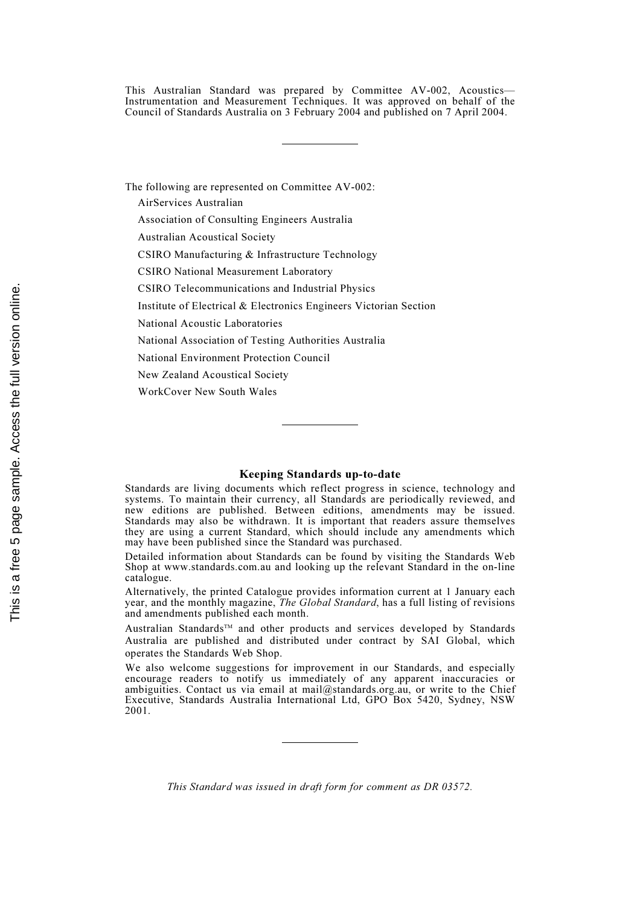This Australian Standard was prepared by Committee AV-002, Acoustics—Instrumentation and Measurement Techniques. It was approved on behalf of the Council of Standards Australia on 3 February 2004 and published on 7 April 2004.

---

The following are represented on Committee AV-002:

AirServices Australian

Association of Consulting Engineers Australia

Australian Acoustical Society

CSIRO Manufacturing & Infrastructure Technology

CSIRO National Measurement Laboratory

CSIRO Telecommunications and Industrial Physics

Institute of Electrical & Electronics Engineers Victorian Section

National Acoustic Laboratories

National Association of Testing Authorities Australia

National Environment Protection Council

New Zealand Acoustical Society

WorkCover New South Wales

---

## Keeping Standards up-to-date

Standards are living documents which reflect progress in science, technology and systems. To maintain their currency, all Standards are periodically reviewed, and new editions are published. Between editions, amendments may be issued. Standards may also be withdrawn. It is important that readers assure themselves they are using a current Standard, which should include any amendments which may have been published since the Standard was purchased.

Detailed information about Standards can be found by visiting the Standards Web Shop at www.standards.com.au and looking up the relevant Standard in the on-line catalogue.

Alternatively, the printed Catalogue provides information current at 1 January each year, and the monthly magazine, *The Global Standard*, has a full listing of revisions and amendments published each month.

Australian Standards™ and other products and services developed by Standards Australia are published and distributed under contract by SAI Global, which operates the Standards Web Shop.

We also welcome suggestions for improvement in our Standards, and especially encourage readers to notify us immediately of any apparent inaccuracies or ambiguities. Contact us via email at mail@standards.org.au, or write to the Chief Executive, Standards Australia International Ltd, GPO Box 5420, Sydney, NSW 2001.

---

*This Standard was issued in draft form for comment as DR 03572.*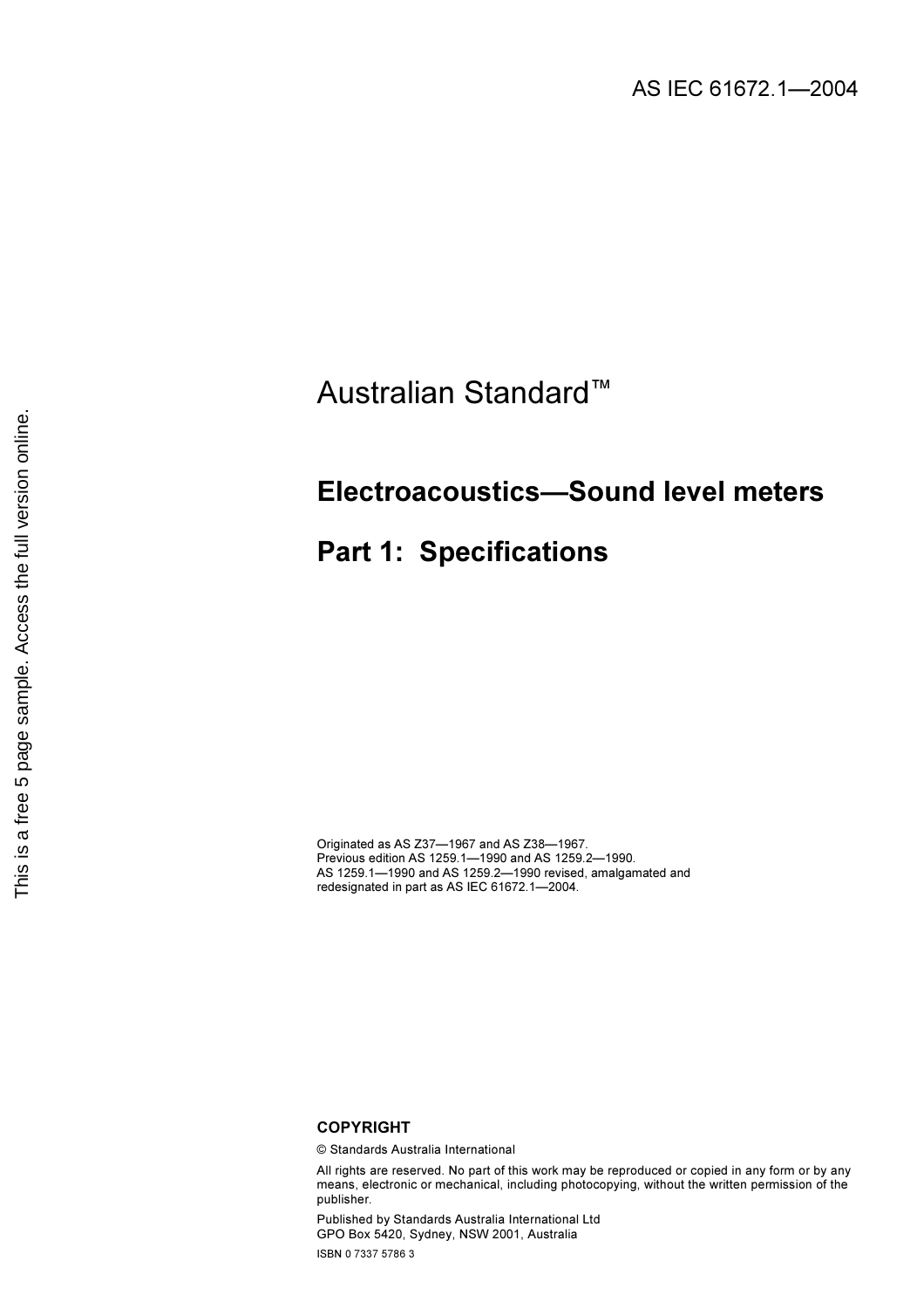AS IEC 61672.1—2004

# Australian Standard™

## Electroacoustics—Sound level meters

## Part 1: Specifications

Originated as AS Z37—1967 and AS Z38—1967.
Previous edition AS 1259.1—1990 and AS 1259.2—1990.
AS 1259.1—1990 and AS 1259.2—1990 revised, amalgamated and redesignated in part as AS IEC 61672.1—2004.

**COPYRIGHT**

© Standards Australia International

All rights are reserved. No part of this work may be reproduced or copied in any form or by any means, electronic or mechanical, including photocopying, without the written permission of the publisher.

Published by Standards Australia International Ltd
GPO Box 5420, Sydney, NSW 2001, Australia

ISBN 0 7337 5786 3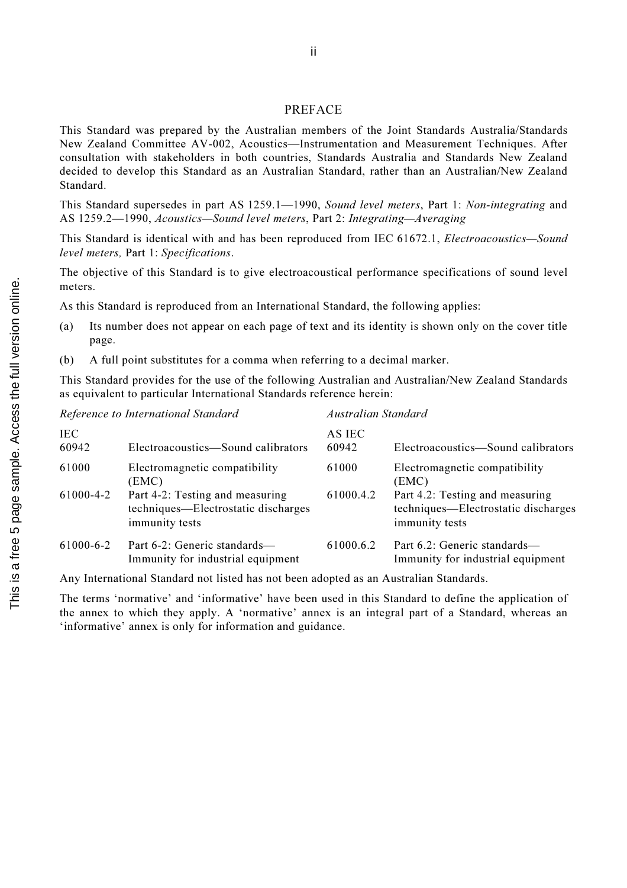# PREFACE

This Standard was prepared by the Australian members of the Joint Standards Australia/Standards New Zealand Committee AV-002, Acoustics—Instrumentation and Measurement Techniques. After consultation with stakeholders in both countries, Standards Australia and Standards New Zealand decided to develop this Standard as an Australian Standard, rather than an Australian/New Zealand Standard.

This Standard supersedes in part AS 1259.1—1990, *Sound level meters*, Part 1: *Non-integrating* and AS 1259.2—1990, *Acoustics—Sound level meters*, Part 2: *Integrating—Averaging*

This Standard is identical with and has been reproduced from IEC 61672.1, *Electroacoustics—Sound level meters,* Part 1: *Specifications*.

The objective of this Standard is to give electroacoustical performance specifications of sound level meters.

As this Standard is reproduced from an International Standard, the following applies:

(a) Its number does not appear on each page of text and its identity is shown only on the cover title page.

(b) A full point substitutes for a comma when referring to a decimal marker.

This Standard provides for the use of the following Australian and Australian/New Zealand Standards as equivalent to particular International Standards reference herein:

| *Reference to International Standard* | | *Australian Standard* | |
|---|---|---|---|
| IEC | | AS IEC | |
| 60942 | Electroacoustics—Sound calibrators | 60942 | Electroacoustics—Sound calibrators |
| 61000 | Electromagnetic compatibility (EMC) | 61000 | Electromagnetic compatibility (EMC) |
| 61000-4-2 | Part 4-2: Testing and measuring techniques—Electrostatic discharges immunity tests | 61000.4.2 | Part 4.2: Testing and measuring techniques—Electrostatic discharges immunity tests |
| 61000-6-2 | Part 6-2: Generic standards—Immunity for industrial equipment | 61000.6.2 | Part 6.2: Generic standards—Immunity for industrial equipment |

Any International Standard not listed has not been adopted as an Australian Standards.

The terms 'normative' and 'informative' have been used in this Standard to define the application of the annex to which they apply. A 'normative' annex is an integral part of a Standard, whereas an 'informative' annex is only for information and guidance.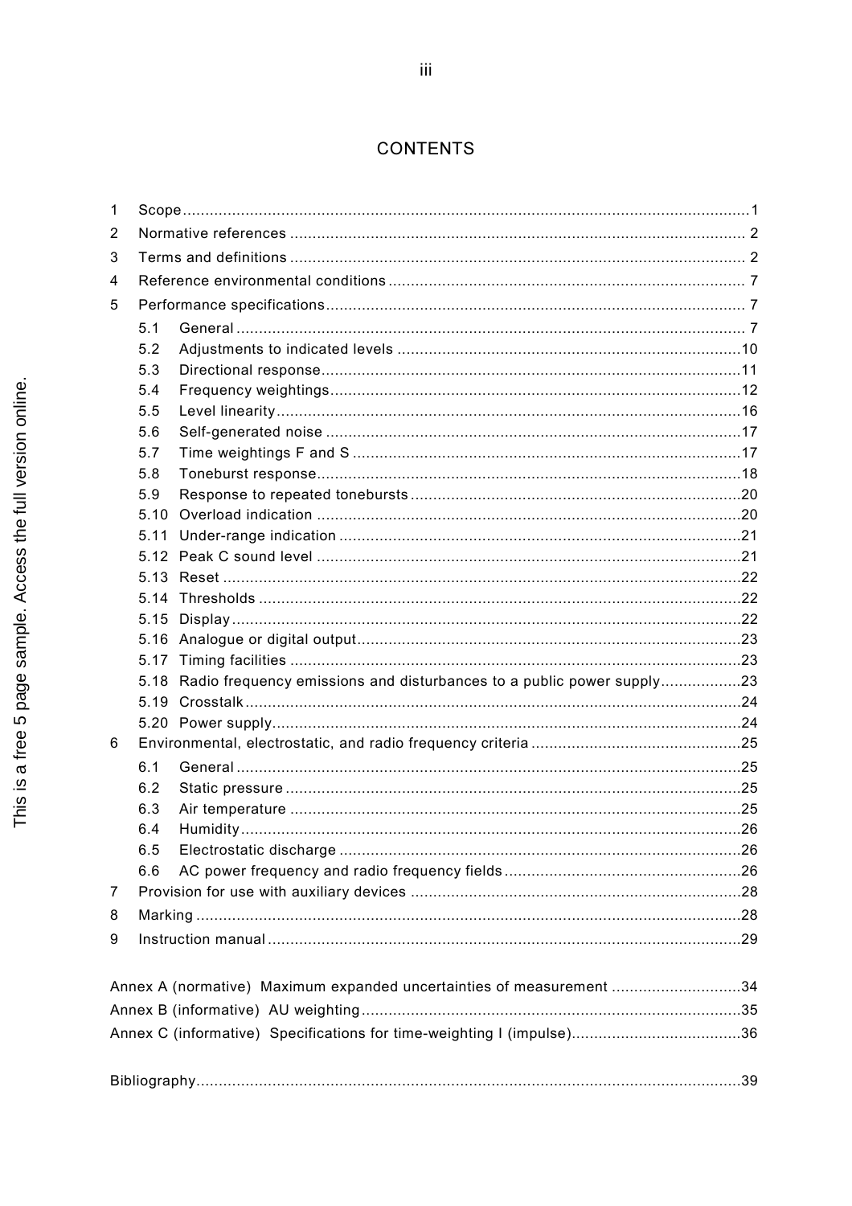# CONTENTS

1 Scope .......... 1
2 Normative references .......... 2
3 Terms and definitions .......... 2
4 Reference environmental conditions .......... 7
5 Performance specifications .......... 7
  5.1 General .......... 7
  5.2 Adjustments to indicated levels .......... 10
  5.3 Directional response .......... 11
  5.4 Frequency weightings .......... 12
  5.5 Level linearity .......... 16
  5.6 Self-generated noise .......... 17
  5.7 Time weightings F and S .......... 17
  5.8 Toneburst response .......... 18
  5.9 Response to repeated tonebursts .......... 20
  5.10 Overload indication .......... 20
  5.11 Under-range indication .......... 21
  5.12 Peak C sound level .......... 21
  5.13 Reset .......... 22
  5.14 Thresholds .......... 22
  5.15 Display .......... 22
  5.16 Analogue or digital output .......... 23
  5.17 Timing facilities .......... 23
  5.18 Radio frequency emissions and disturbances to a public power supply .......... 23
  5.19 Crosstalk .......... 24
  5.20 Power supply .......... 24
6 Environmental, electrostatic, and radio frequency criteria .......... 25
  6.1 General .......... 25
  6.2 Static pressure .......... 25
  6.3 Air temperature .......... 25
  6.4 Humidity .......... 26
  6.5 Electrostatic discharge .......... 26
  6.6 AC power frequency and radio frequency fields .......... 26
7 Provision for use with auxiliary devices .......... 28
8 Marking .......... 28
9 Instruction manual .......... 29

Annex A (normative) Maximum expanded uncertainties of measurement .......... 34
Annex B (informative) AU weighting .......... 35
Annex C (informative) Specifications for time-weighting I (impulse) .......... 36

Bibliography .......... 39